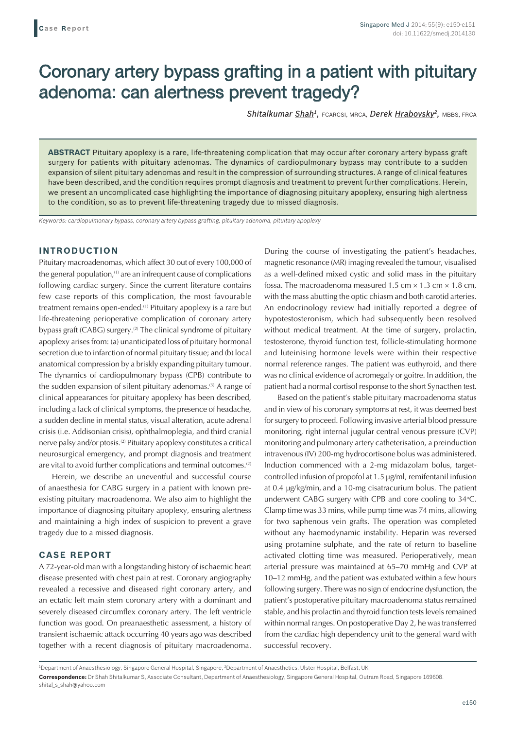**Case Report**

# Coronary artery bypass grafting in a patient with pituitary adenoma: can alertness prevent tragedy?

*Shitalkumar Shah*[1], FCARCSI, MRCA, *Derek Hrabovsky*[2], MBBS, FRCA

**ABSTRACT** Pituitary apoplexy is a rare, life-threatening complication that may occur after coronary artery bypass graft surgery for patients with pituitary adenomas. The dynamics of cardiopulmonary bypass may contribute to a sudden expansion of silent pituitary adenomas and result in the compression of surrounding structures. A range of clinical features have been described, and the condition requires prompt diagnosis and treatment to prevent further complications. Herein, we present an uncomplicated case highlighting the importance of diagnosing pituitary apoplexy, ensuring high alertness to the condition, so as to prevent life-threatening tragedy due to missed diagnosis.

*Keywords: cardiopulmonary bypass, coronary artery bypass grafting, pituitary adenoma, pituitary apoplexy*

## INTRODUCTION

Pituitary macroadenomas, which affect 30 out of every 100,000 of the general population,[1] are an infrequent cause of complications following cardiac surgery. Since the current literature contains few case reports of this complication, the most favourable treatment remains open-ended.[1] Pituitary apoplexy is a rare but life-threatening perioperative complication of coronary artery bypass graft (CABG) surgery.[2] The clinical syndrome of pituitary apoplexy arises from: (a) unanticipated loss of pituitary hormonal secretion due to infarction of normal pituitary tissue; and (b) local anatomical compression by a briskly expanding pituitary tumour. The dynamics of cardiopulmonary bypass (CPB) contribute to the sudden expansion of silent pituitary adenomas.[3] A range of clinical appearances for pituitary apoplexy has been described, including a lack of clinical symptoms, the presence of headache, a sudden decline in mental status, visual alteration, acute adrenal crisis (i.e. Addisonian crisis), ophthalmoplegia, and third cranial nerve palsy and/or ptosis.[2] Pituitary apoplexy constitutes a critical neurosurgical emergency, and prompt diagnosis and treatment are vital to avoid further complications and terminal outcomes.[2]

Herein, we describe an uneventful and successful course of anaesthesia for CABG surgery in a patient with known pre-existing pituitary macroadenoma. We also aim to highlight the importance of diagnosing pituitary apoplexy, ensuring alertness and maintaining a high index of suspicion to prevent a grave tragedy due to a missed diagnosis.

## CASE REPORT

A 72-year-old man with a longstanding history of ischaemic heart disease presented with chest pain at rest. Coronary angiography revealed a recessive and diseased right coronary artery, and an ectatic left main stem coronary artery with a dominant and severely diseased circumflex coronary artery. The left ventricle function was good. On preanaesthetic assessment, a history of transient ischaemic attack occurring 40 years ago was described together with a recent diagnosis of pituitary macroadenoma. During the course of investigating the patient's headaches, magnetic resonance (MR) imaging revealed the tumour, visualised as a well-defined mixed cystic and solid mass in the pituitary fossa. The macroadenoma measured 1.5 cm × 1.3 cm × 1.8 cm, with the mass abutting the optic chiasm and both carotid arteries. An endocrinology review had initially reported a degree of hypotestosteronism, which had subsequently been resolved without medical treatment. At the time of surgery, prolactin, testosterone, thyroid function test, follicle-stimulating hormone and luteinising hormone levels were within their respective normal reference ranges. The patient was euthyroid, and there was no clinical evidence of acromegaly or goitre. In addition, the patient had a normal cortisol response to the short Synacthen test.

Based on the patient's stable pituitary macroadenoma status and in view of his coronary symptoms at rest, it was deemed best for surgery to proceed. Following invasive arterial blood pressure monitoring, right internal jugular central venous pressure (CVP) monitoring and pulmonary artery catheterisation, a preinduction intravenous (IV) 200-mg hydrocortisone bolus was administered. Induction commenced with a 2-mg midazolam bolus, target-controlled infusion of propofol at 1.5 μg/ml, remifentanil infusion at 0.4 μg/kg/min, and a 10-mg cisatracurium bolus. The patient underwent CABG surgery with CPB and core cooling to 34°C. Clamp time was 33 mins, while pump time was 74 mins, allowing for two saphenous vein grafts. The operation was completed without any haemodynamic instability. Heparin was reversed using protamine sulphate, and the rate of return to baseline activated clotting time was measured. Perioperatively, mean arterial pressure was maintained at 65–70 mmHg and CVP at 10–12 mmHg, and the patient was extubated within a few hours following surgery. There was no sign of endocrine dysfunction, the patient's postoperative pituitary macroadenoma status remained stable, and his prolactin and thyroid function tests levels remained within normal ranges. On postoperative Day 2, he was transferred from the cardiac high dependency unit to the general ward with successful recovery.

[1]Department of Anaesthesiology, Singapore General Hospital, Singapore, [2]Department of Anaesthetics, Ulster Hospital, Belfast, UK

**Correspondence:** Dr Shah Shitalkumar S, Associate Consultant, Department of Anaesthesiology, Singapore General Hospital, Outram Road, Singapore 169608. shital_s_shah@yahoo.com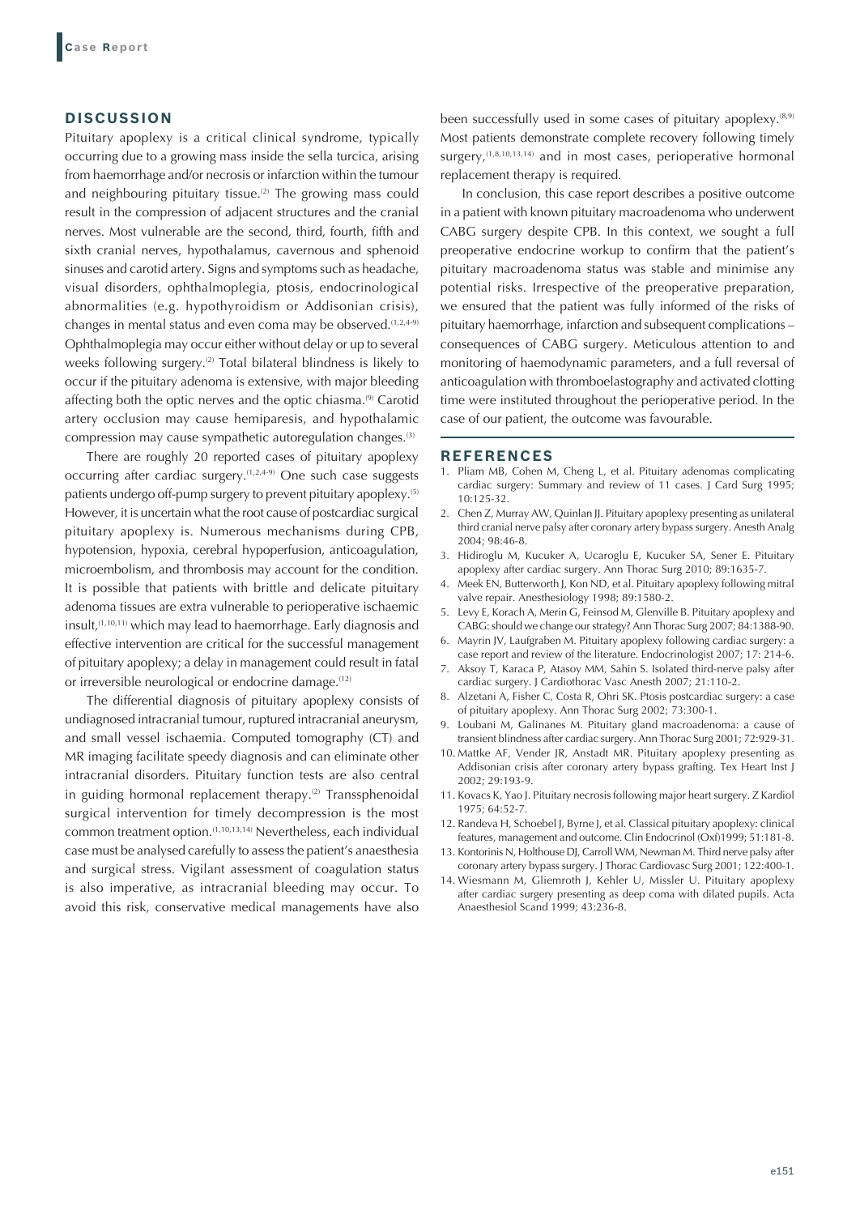## DISCUSSION

Pituitary apoplexy is a critical clinical syndrome, typically occurring due to a growing mass inside the sella turcica, arising from haemorrhage and/or necrosis or infarction within the tumour and neighbouring pituitary tissue.[2] The growing mass could result in the compression of adjacent structures and the cranial nerves. Most vulnerable are the second, third, fourth, fifth and sixth cranial nerves, hypothalamus, cavernous and sphenoid sinuses and carotid artery. Signs and symptoms such as headache, visual disorders, ophthalmoplegia, ptosis, endocrinological abnormalities (e.g. hypothyroidism or Addisonian crisis), changes in mental status and even coma may be observed.[1,2,4-9] Ophthalmoplegia may occur either without delay or up to several weeks following surgery.[2] Total bilateral blindness is likely to occur if the pituitary adenoma is extensive, with major bleeding affecting both the optic nerves and the optic chiasma.[9] Carotid artery occlusion may cause hemiparesis, and hypothalamic compression may cause sympathetic autoregulation changes.[3]

There are roughly 20 reported cases of pituitary apoplexy occurring after cardiac surgery.[1,2,4-9] One such case suggests patients undergo off-pump surgery to prevent pituitary apoplexy.[5] However, it is uncertain what the root cause of postcardiac surgical pituitary apoplexy is. Numerous mechanisms during CPB, hypotension, hypoxia, cerebral hypoperfusion, anticoagulation, microembolism, and thrombosis may account for the condition. It is possible that patients with brittle and delicate pituitary adenoma tissues are extra vulnerable to perioperative ischaemic insult,[1,10,11] which may lead to haemorrhage. Early diagnosis and effective intervention are critical for the successful management of pituitary apoplexy; a delay in management could result in fatal or irreversible neurological or endocrine damage.[12]

The differential diagnosis of pituitary apoplexy consists of undiagnosed intracranial tumour, ruptured intracranial aneurysm, and small vessel ischaemia. Computed tomography (CT) and MR imaging facilitate speedy diagnosis and can eliminate other intracranial disorders. Pituitary function tests are also central in guiding hormonal replacement therapy.[2] Transsphenoidal surgical intervention for timely decompression is the most common treatment option.[1,10,13,14] Nevertheless, each individual case must be analysed carefully to assess the patient's anaesthesia and surgical stress. Vigilant assessment of coagulation status is also imperative, as intracranial bleeding may occur. To avoid this risk, conservative medical managements have also been successfully used in some cases of pituitary apoplexy.[8,9] Most patients demonstrate complete recovery following timely surgery,[1,8,10,13,14] and in most cases, perioperative hormonal replacement therapy is required.

In conclusion, this case report describes a positive outcome in a patient with known pituitary macroadenoma who underwent CABG surgery despite CPB. In this context, we sought a full preoperative endocrine workup to confirm that the patient's pituitary macroadenoma status was stable and minimise any potential risks. Irrespective of the preoperative preparation, we ensured that the patient was fully informed of the risks of pituitary haemorrhage, infarction and subsequent complications – consequences of CABG surgery. Meticulous attention to and monitoring of haemodynamic parameters, and a full reversal of anticoagulation with thromboelastography and activated clotting time were instituted throughout the perioperative period. In the case of our patient, the outcome was favourable.

## REFERENCES

1. Pliam MB, Cohen M, Cheng L, et al. Pituitary adenomas complicating cardiac surgery: Summary and review of 11 cases. J Card Surg 1995; 10:125-32.
2. Chen Z, Murray AW, Quinlan JJ. Pituitary apoplexy presenting as unilateral third cranial nerve palsy after coronary artery bypass surgery. Anesth Analg 2004; 98:46-8.
3. Hidiroglu M, Kucuker A, Ucaroglu E, Kucuker SA, Sener E. Pituitary apoplexy after cardiac surgery. Ann Thorac Surg 2010; 89:1635-7.
4. Meek EN, Butterworth J, Kon ND, et al. Pituitary apoplexy following mitral valve repair. Anesthesiology 1998; 89:1580-2.
5. Levy E, Korach A, Merin G, Feinsod M, Glenville B. Pituitary apoplexy and CABG: should we change our strategy? Ann Thorac Surg 2007; 84:1388-90.
6. Mayrin JV, Laufgraben M. Pituitary apoplexy following cardiac surgery: a case report and review of the literature. Endocrinologist 2007; 17: 214-6.
7. Aksoy T, Karaca P, Atasoy MM, Sahin S. Isolated third-nerve palsy after cardiac surgery. J Cardiothorac Vasc Anesth 2007; 21:110-2.
8. Alzetani A, Fisher C, Costa R, Ohri SK. Ptosis postcardiac surgery: a case of pituitary apoplexy. Ann Thorac Surg 2002; 73:300-1.
9. Loubani M, Galinanes M. Pituitary gland macroadenoma: a cause of transient blindness after cardiac surgery. Ann Thorac Surg 2001; 72:929-31.
10. Mattke AF, Vender JR, Anstadt MR. Pituitary apoplexy presenting as Addisonian crisis after coronary artery bypass grafting. Tex Heart Inst J 2002; 29:193-9.
11. Kovacs K, Yao J. Pituitary necrosis following major heart surgery. Z Kardiol 1975; 64:52-7.
12. Randeva H, Schoebel J, Byrne J, et al. Classical pituitary apoplexy: clinical features, management and outcome. Clin Endocrinol (Oxf)1999; 51:181-8.
13. Kontorinis N, Holthouse DJ, Carroll WM, Newman M. Third nerve palsy after coronary artery bypass surgery. J Thorac Cardiovasc Surg 2001; 122:400-1.
14. Wiesmann M, Gliemroth J, Kehler U, Missler U. Pituitary apoplexy after cardiac surgery presenting as deep coma with dilated pupils. Acta Anaesthesiol Scand 1999; 43:236-8.